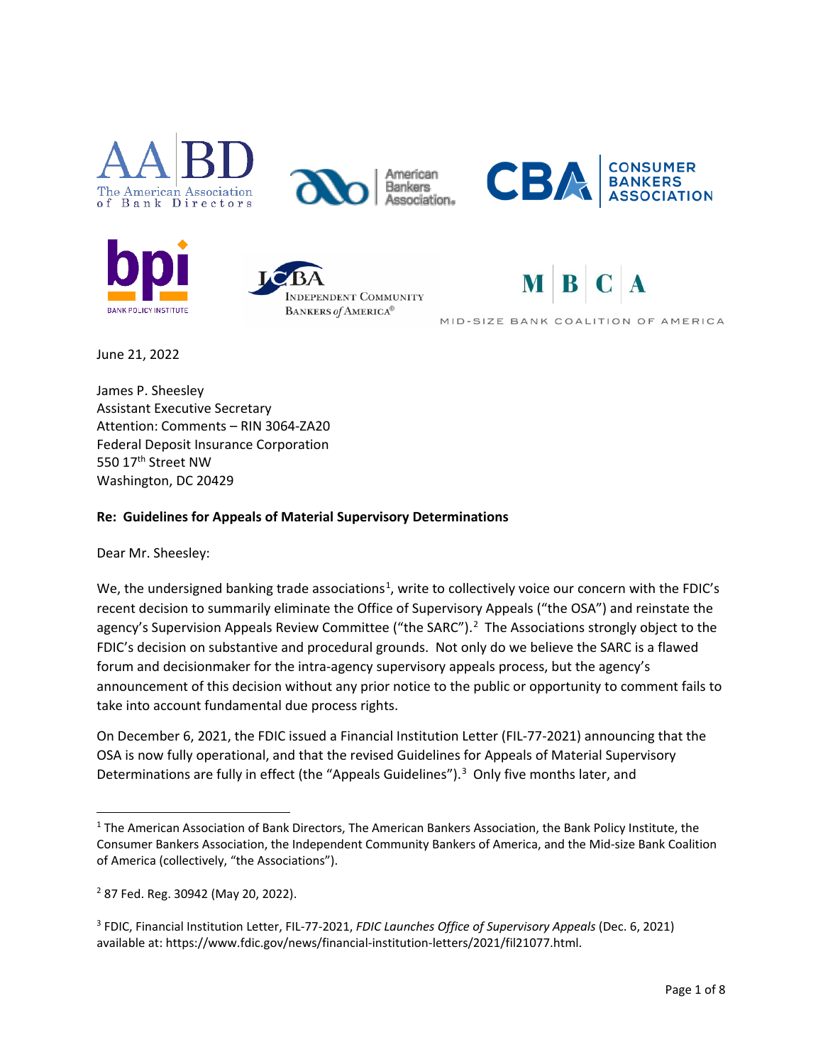June 21, 2022

James P. Sheesley
Assistant Executive Secretary
Attention: Comments – RIN 3064-ZA20
Federal Deposit Insurance Corporation
550 17th Street NW
Washington, DC 20429

**Re: Guidelines for Appeals of Material Supervisory Determinations**

Dear Mr. Sheesley:

We, the undersigned banking trade associations[1], write to collectively voice our concern with the FDIC's recent decision to summarily eliminate the Office of Supervisory Appeals ("the OSA") and reinstate the agency's Supervision Appeals Review Committee ("the SARC").[2] The Associations strongly object to the FDIC's decision on substantive and procedural grounds. Not only do we believe the SARC is a flawed forum and decisionmaker for the intra-agency supervisory appeals process, but the agency's announcement of this decision without any prior notice to the public or opportunity to comment fails to take into account fundamental due process rights.

On December 6, 2021, the FDIC issued a Financial Institution Letter (FIL-77-2021) announcing that the OSA is now fully operational, and that the revised Guidelines for Appeals of Material Supervisory Determinations are fully in effect (the "Appeals Guidelines").[3] Only five months later, and

---

[1] The American Association of Bank Directors, The American Bankers Association, the Bank Policy Institute, the Consumer Bankers Association, the Independent Community Bankers of America, and the Mid-size Bank Coalition of America (collectively, "the Associations").

[2] 87 Fed. Reg. 30942 (May 20, 2022).

[3] FDIC, Financial Institution Letter, FIL-77-2021, *FDIC Launches Office of Supervisory Appeals* (Dec. 6, 2021) available at: https://www.fdic.gov/news/financial-institution-letters/2021/fil21077.html.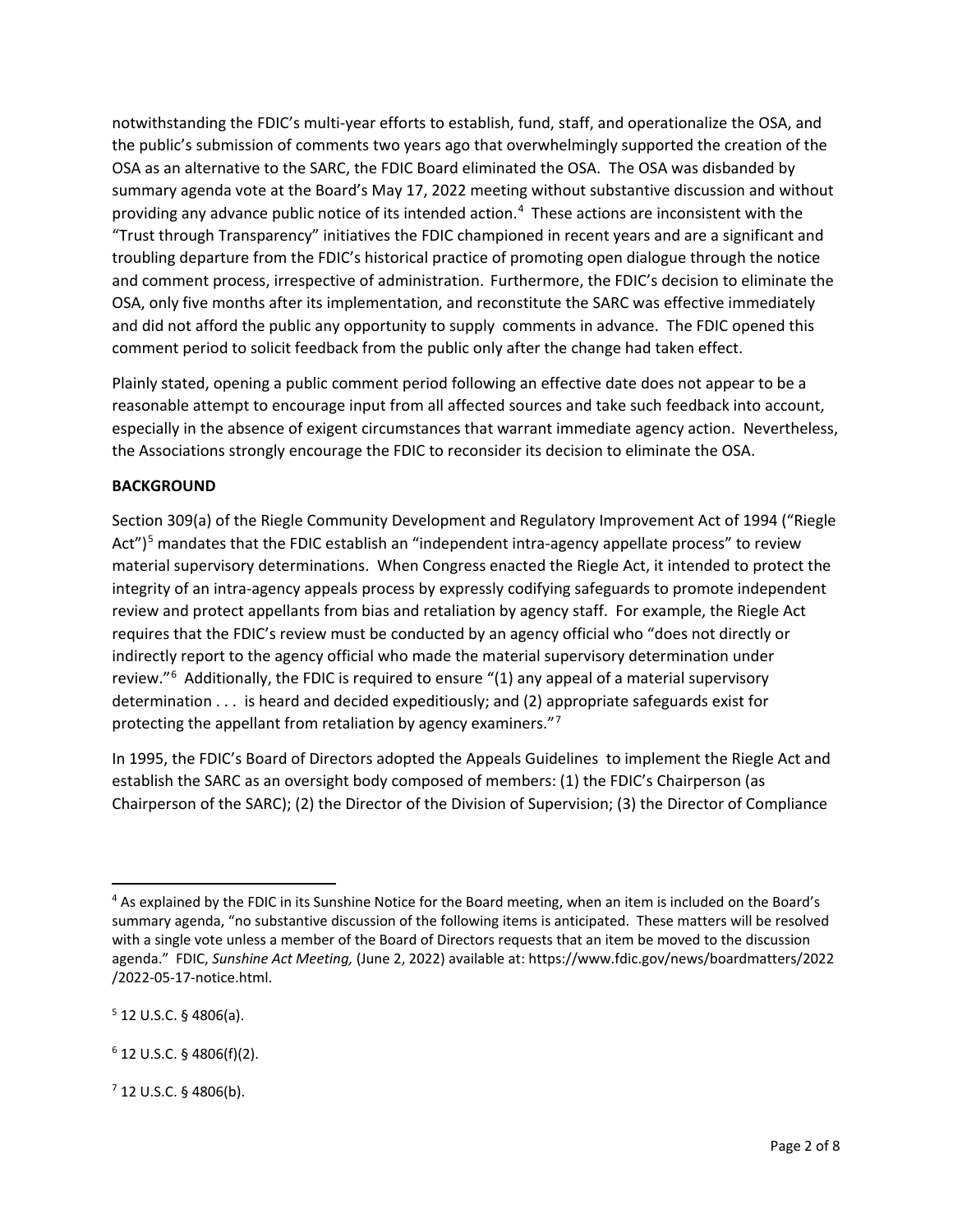notwithstanding the FDIC's multi-year efforts to establish, fund, staff, and operationalize the OSA, and the public's submission of comments two years ago that overwhelmingly supported the creation of the OSA as an alternative to the SARC, the FDIC Board eliminated the OSA. The OSA was disbanded by summary agenda vote at the Board's May 17, 2022 meeting without substantive discussion and without providing any advance public notice of its intended action.[4] These actions are inconsistent with the "Trust through Transparency" initiatives the FDIC championed in recent years and are a significant and troubling departure from the FDIC's historical practice of promoting open dialogue through the notice and comment process, irrespective of administration. Furthermore, the FDIC's decision to eliminate the OSA, only five months after its implementation, and reconstitute the SARC was effective immediately and did not afford the public any opportunity to supply comments in advance. The FDIC opened this comment period to solicit feedback from the public only after the change had taken effect.

Plainly stated, opening a public comment period following an effective date does not appear to be a reasonable attempt to encourage input from all affected sources and take such feedback into account, especially in the absence of exigent circumstances that warrant immediate agency action. Nevertheless, the Associations strongly encourage the FDIC to reconsider its decision to eliminate the OSA.

**BACKGROUND**

Section 309(a) of the Riegle Community Development and Regulatory Improvement Act of 1994 ("Riegle Act")[5] mandates that the FDIC establish an "independent intra-agency appellate process" to review material supervisory determinations. When Congress enacted the Riegle Act, it intended to protect the integrity of an intra-agency appeals process by expressly codifying safeguards to promote independent review and protect appellants from bias and retaliation by agency staff. For example, the Riegle Act requires that the FDIC's review must be conducted by an agency official who "does not directly or indirectly report to the agency official who made the material supervisory determination under review."[6] Additionally, the FDIC is required to ensure "(1) any appeal of a material supervisory determination . . . is heard and decided expeditiously; and (2) appropriate safeguards exist for protecting the appellant from retaliation by agency examiners."[7]

In 1995, the FDIC's Board of Directors adopted the Appeals Guidelines to implement the Riegle Act and establish the SARC as an oversight body composed of members: (1) the FDIC's Chairperson (as Chairperson of the SARC); (2) the Director of the Division of Supervision; (3) the Director of Compliance

---

[4] As explained by the FDIC in its Sunshine Notice for the Board meeting, when an item is included on the Board's summary agenda, "no substantive discussion of the following items is anticipated. These matters will be resolved with a single vote unless a member of the Board of Directors requests that an item be moved to the discussion agenda." FDIC, *Sunshine Act Meeting,* (June 2, 2022) available at: https://www.fdic.gov/news/boardmatters/2022/2022-05-17-notice.html.

[5] 12 U.S.C. § 4806(a).

[6] 12 U.S.C. § 4806(f)(2).

[7] 12 U.S.C. § 4806(b).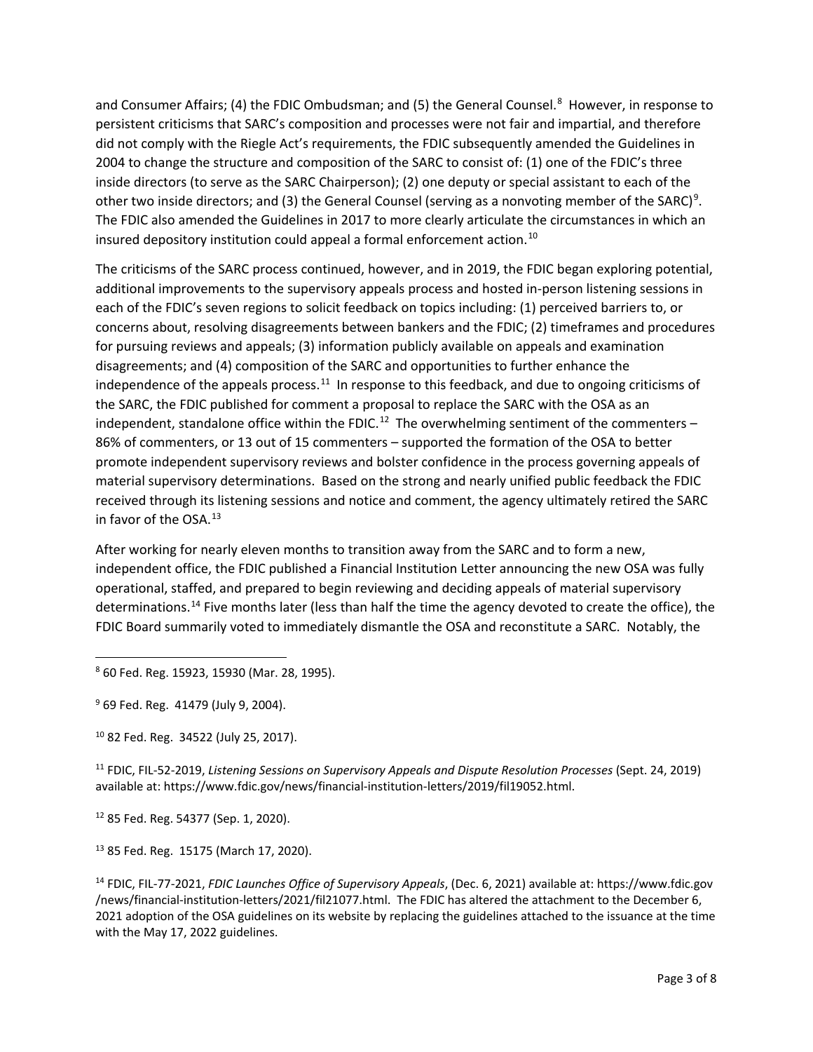and Consumer Affairs; (4) the FDIC Ombudsman; and (5) the General Counsel.[8] However, in response to persistent criticisms that SARC's composition and processes were not fair and impartial, and therefore did not comply with the Riegle Act's requirements, the FDIC subsequently amended the Guidelines in 2004 to change the structure and composition of the SARC to consist of: (1) one of the FDIC's three inside directors (to serve as the SARC Chairperson); (2) one deputy or special assistant to each of the other two inside directors; and (3) the General Counsel (serving as a nonvoting member of the SARC)[9]. The FDIC also amended the Guidelines in 2017 to more clearly articulate the circumstances in which an insured depository institution could appeal a formal enforcement action.[10]

The criticisms of the SARC process continued, however, and in 2019, the FDIC began exploring potential, additional improvements to the supervisory appeals process and hosted in-person listening sessions in each of the FDIC's seven regions to solicit feedback on topics including: (1) perceived barriers to, or concerns about, resolving disagreements between bankers and the FDIC; (2) timeframes and procedures for pursuing reviews and appeals; (3) information publicly available on appeals and examination disagreements; and (4) composition of the SARC and opportunities to further enhance the independence of the appeals process.[11] In response to this feedback, and due to ongoing criticisms of the SARC, the FDIC published for comment a proposal to replace the SARC with the OSA as an independent, standalone office within the FDIC.[12] The overwhelming sentiment of the commenters – 86% of commenters, or 13 out of 15 commenters – supported the formation of the OSA to better promote independent supervisory reviews and bolster confidence in the process governing appeals of material supervisory determinations. Based on the strong and nearly unified public feedback the FDIC received through its listening sessions and notice and comment, the agency ultimately retired the SARC in favor of the OSA.[13]

After working for nearly eleven months to transition away from the SARC and to form a new, independent office, the FDIC published a Financial Institution Letter announcing the new OSA was fully operational, staffed, and prepared to begin reviewing and deciding appeals of material supervisory determinations.[14] Five months later (less than half the time the agency devoted to create the office), the FDIC Board summarily voted to immediately dismantle the OSA and reconstitute a SARC. Notably, the

[8] 60 Fed. Reg. 15923, 15930 (Mar. 28, 1995).

[9] 69 Fed. Reg. 41479 (July 9, 2004).

[10] 82 Fed. Reg. 34522 (July 25, 2017).

[11] FDIC, FIL-52-2019, *Listening Sessions on Supervisory Appeals and Dispute Resolution Processes* (Sept. 24, 2019) available at: https://www.fdic.gov/news/financial-institution-letters/2019/fil19052.html.

[12] 85 Fed. Reg. 54377 (Sep. 1, 2020).

[13] 85 Fed. Reg. 15175 (March 17, 2020).

[14] FDIC, FIL-77-2021, *FDIC Launches Office of Supervisory Appeals*, (Dec. 6, 2021) available at: https://www.fdic.gov /news/financial-institution-letters/2021/fil21077.html. The FDIC has altered the attachment to the December 6, 2021 adoption of the OSA guidelines on its website by replacing the guidelines attached to the issuance at the time with the May 17, 2022 guidelines.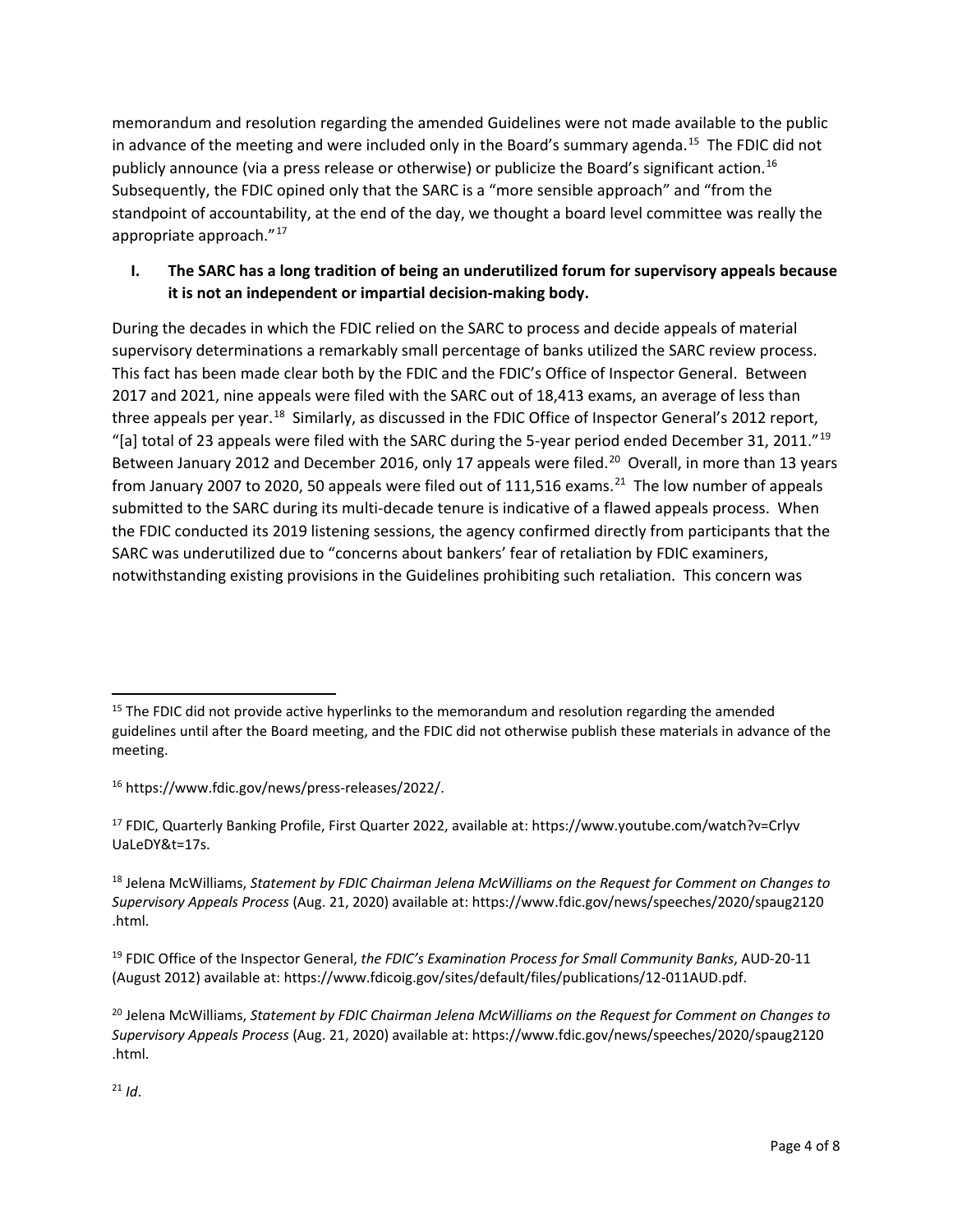memorandum and resolution regarding the amended Guidelines were not made available to the public in advance of the meeting and were included only in the Board's summary agenda.[15] The FDIC did not publicly announce (via a press release or otherwise) or publicize the Board's significant action.[16] Subsequently, the FDIC opined only that the SARC is a "more sensible approach" and "from the standpoint of accountability, at the end of the day, we thought a board level committee was really the appropriate approach."[17]

## I. The SARC has a long tradition of being an underutilized forum for supervisory appeals because it is not an independent or impartial decision-making body.

During the decades in which the FDIC relied on the SARC to process and decide appeals of material supervisory determinations a remarkably small percentage of banks utilized the SARC review process. This fact has been made clear both by the FDIC and the FDIC's Office of Inspector General. Between 2017 and 2021, nine appeals were filed with the SARC out of 18,413 exams, an average of less than three appeals per year.[18] Similarly, as discussed in the FDIC Office of Inspector General's 2012 report, "[a] total of 23 appeals were filed with the SARC during the 5-year period ended December 31, 2011."[19] Between January 2012 and December 2016, only 17 appeals were filed.[20] Overall, in more than 13 years from January 2007 to 2020, 50 appeals were filed out of 111,516 exams.[21] The low number of appeals submitted to the SARC during its multi-decade tenure is indicative of a flawed appeals process. When the FDIC conducted its 2019 listening sessions, the agency confirmed directly from participants that the SARC was underutilized due to "concerns about bankers' fear of retaliation by FDIC examiners, notwithstanding existing provisions in the Guidelines prohibiting such retaliation. This concern was

---

[15] The FDIC did not provide active hyperlinks to the memorandum and resolution regarding the amended guidelines until after the Board meeting, and the FDIC did not otherwise publish these materials in advance of the meeting.

[16] https://www.fdic.gov/news/press-releases/2022/.

[17] FDIC, Quarterly Banking Profile, First Quarter 2022, available at: https://www.youtube.com/watch?v=Crlyv UaLeDY&t=17s.

[18] Jelena McWilliams, *Statement by FDIC Chairman Jelena McWilliams on the Request for Comment on Changes to Supervisory Appeals Process* (Aug. 21, 2020) available at: https://www.fdic.gov/news/speeches/2020/spaug2120 .html.

[19] FDIC Office of the Inspector General, *the FDIC's Examination Process for Small Community Banks*, AUD-20-11 (August 2012) available at: https://www.fdicoig.gov/sites/default/files/publications/12-011AUD.pdf.

[20] Jelena McWilliams, *Statement by FDIC Chairman Jelena McWilliams on the Request for Comment on Changes to Supervisory Appeals Process* (Aug. 21, 2020) available at: https://www.fdic.gov/news/speeches/2020/spaug2120 .html.

[21] *Id*.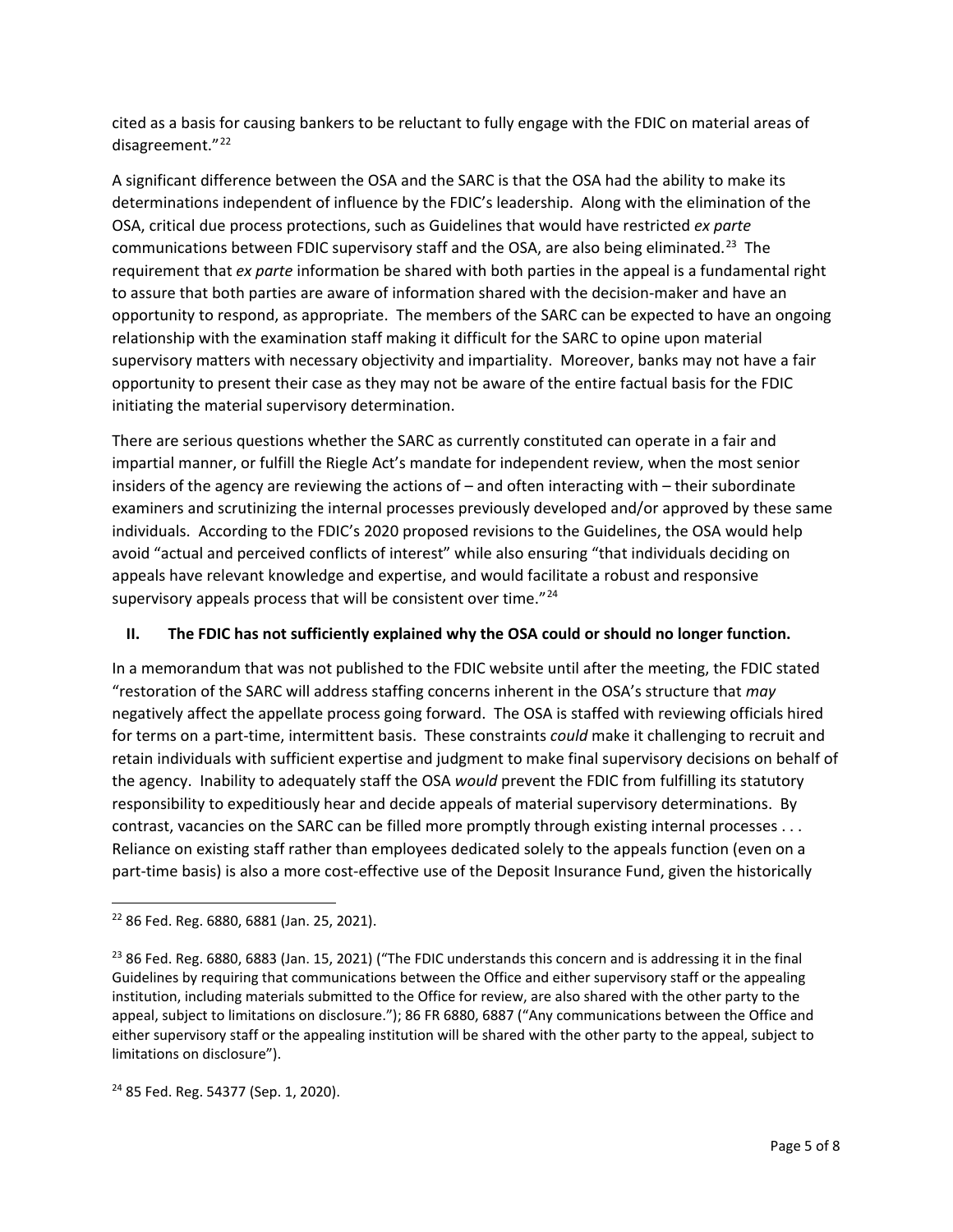cited as a basis for causing bankers to be reluctant to fully engage with the FDIC on material areas of disagreement."[22]

A significant difference between the OSA and the SARC is that the OSA had the ability to make its determinations independent of influence by the FDIC's leadership. Along with the elimination of the OSA, critical due process protections, such as Guidelines that would have restricted *ex parte* communications between FDIC supervisory staff and the OSA, are also being eliminated.[23] The requirement that *ex parte* information be shared with both parties in the appeal is a fundamental right to assure that both parties are aware of information shared with the decision-maker and have an opportunity to respond, as appropriate. The members of the SARC can be expected to have an ongoing relationship with the examination staff making it difficult for the SARC to opine upon material supervisory matters with necessary objectivity and impartiality. Moreover, banks may not have a fair opportunity to present their case as they may not be aware of the entire factual basis for the FDIC initiating the material supervisory determination.

There are serious questions whether the SARC as currently constituted can operate in a fair and impartial manner, or fulfill the Riegle Act's mandate for independent review, when the most senior insiders of the agency are reviewing the actions of – and often interacting with – their subordinate examiners and scrutinizing the internal processes previously developed and/or approved by these same individuals. According to the FDIC's 2020 proposed revisions to the Guidelines, the OSA would help avoid "actual and perceived conflicts of interest" while also ensuring "that individuals deciding on appeals have relevant knowledge and expertise, and would facilitate a robust and responsive supervisory appeals process that will be consistent over time."[24]

## II. The FDIC has not sufficiently explained why the OSA could or should no longer function.

In a memorandum that was not published to the FDIC website until after the meeting, the FDIC stated "restoration of the SARC will address staffing concerns inherent in the OSA's structure that *may* negatively affect the appellate process going forward. The OSA is staffed with reviewing officials hired for terms on a part-time, intermittent basis. These constraints *could* make it challenging to recruit and retain individuals with sufficient expertise and judgment to make final supervisory decisions on behalf of the agency. Inability to adequately staff the OSA *would* prevent the FDIC from fulfilling its statutory responsibility to expeditiously hear and decide appeals of material supervisory determinations. By contrast, vacancies on the SARC can be filled more promptly through existing internal processes . . . Reliance on existing staff rather than employees dedicated solely to the appeals function (even on a part-time basis) is also a more cost-effective use of the Deposit Insurance Fund, given the historically

---

[22] 86 Fed. Reg. 6880, 6881 (Jan. 25, 2021).

[23] 86 Fed. Reg. 6880, 6883 (Jan. 15, 2021) ("The FDIC understands this concern and is addressing it in the final Guidelines by requiring that communications between the Office and either supervisory staff or the appealing institution, including materials submitted to the Office for review, are also shared with the other party to the appeal, subject to limitations on disclosure."); 86 FR 6880, 6887 ("Any communications between the Office and either supervisory staff or the appealing institution will be shared with the other party to the appeal, subject to limitations on disclosure").

[24] 85 Fed. Reg. 54377 (Sep. 1, 2020).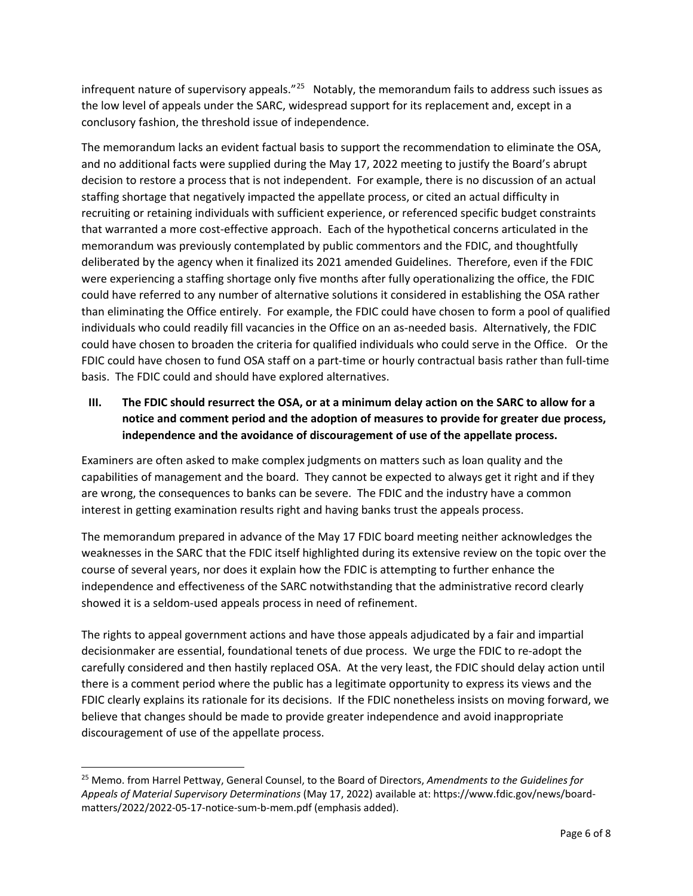infrequent nature of supervisory appeals."[25] Notably, the memorandum fails to address such issues as the low level of appeals under the SARC, widespread support for its replacement and, except in a conclusory fashion, the threshold issue of independence.

The memorandum lacks an evident factual basis to support the recommendation to eliminate the OSA, and no additional facts were supplied during the May 17, 2022 meeting to justify the Board's abrupt decision to restore a process that is not independent. For example, there is no discussion of an actual staffing shortage that negatively impacted the appellate process, or cited an actual difficulty in recruiting or retaining individuals with sufficient experience, or referenced specific budget constraints that warranted a more cost-effective approach. Each of the hypothetical concerns articulated in the memorandum was previously contemplated by public commentors and the FDIC, and thoughtfully deliberated by the agency when it finalized its 2021 amended Guidelines. Therefore, even if the FDIC were experiencing a staffing shortage only five months after fully operationalizing the office, the FDIC could have referred to any number of alternative solutions it considered in establishing the OSA rather than eliminating the Office entirely. For example, the FDIC could have chosen to form a pool of qualified individuals who could readily fill vacancies in the Office on an as-needed basis. Alternatively, the FDIC could have chosen to broaden the criteria for qualified individuals who could serve in the Office. Or the FDIC could have chosen to fund OSA staff on a part-time or hourly contractual basis rather than full-time basis. The FDIC could and should have explored alternatives.

## III. The FDIC should resurrect the OSA, or at a minimum delay action on the SARC to allow for a notice and comment period and the adoption of measures to provide for greater due process, independence and the avoidance of discouragement of use of the appellate process.

Examiners are often asked to make complex judgments on matters such as loan quality and the capabilities of management and the board. They cannot be expected to always get it right and if they are wrong, the consequences to banks can be severe. The FDIC and the industry have a common interest in getting examination results right and having banks trust the appeals process.

The memorandum prepared in advance of the May 17 FDIC board meeting neither acknowledges the weaknesses in the SARC that the FDIC itself highlighted during its extensive review on the topic over the course of several years, nor does it explain how the FDIC is attempting to further enhance the independence and effectiveness of the SARC notwithstanding that the administrative record clearly showed it is a seldom-used appeals process in need of refinement.

The rights to appeal government actions and have those appeals adjudicated by a fair and impartial decisionmaker are essential, foundational tenets of due process. We urge the FDIC to re-adopt the carefully considered and then hastily replaced OSA. At the very least, the FDIC should delay action until there is a comment period where the public has a legitimate opportunity to express its views and the FDIC clearly explains its rationale for its decisions. If the FDIC nonetheless insists on moving forward, we believe that changes should be made to provide greater independence and avoid inappropriate discouragement of use of the appellate process.

---

[25] Memo. from Harrel Pettway, General Counsel, to the Board of Directors, *Amendments to the Guidelines for Appeals of Material Supervisory Determinations* (May 17, 2022) available at: https://www.fdic.gov/news/board-matters/2022/2022-05-17-notice-sum-b-mem.pdf (emphasis added).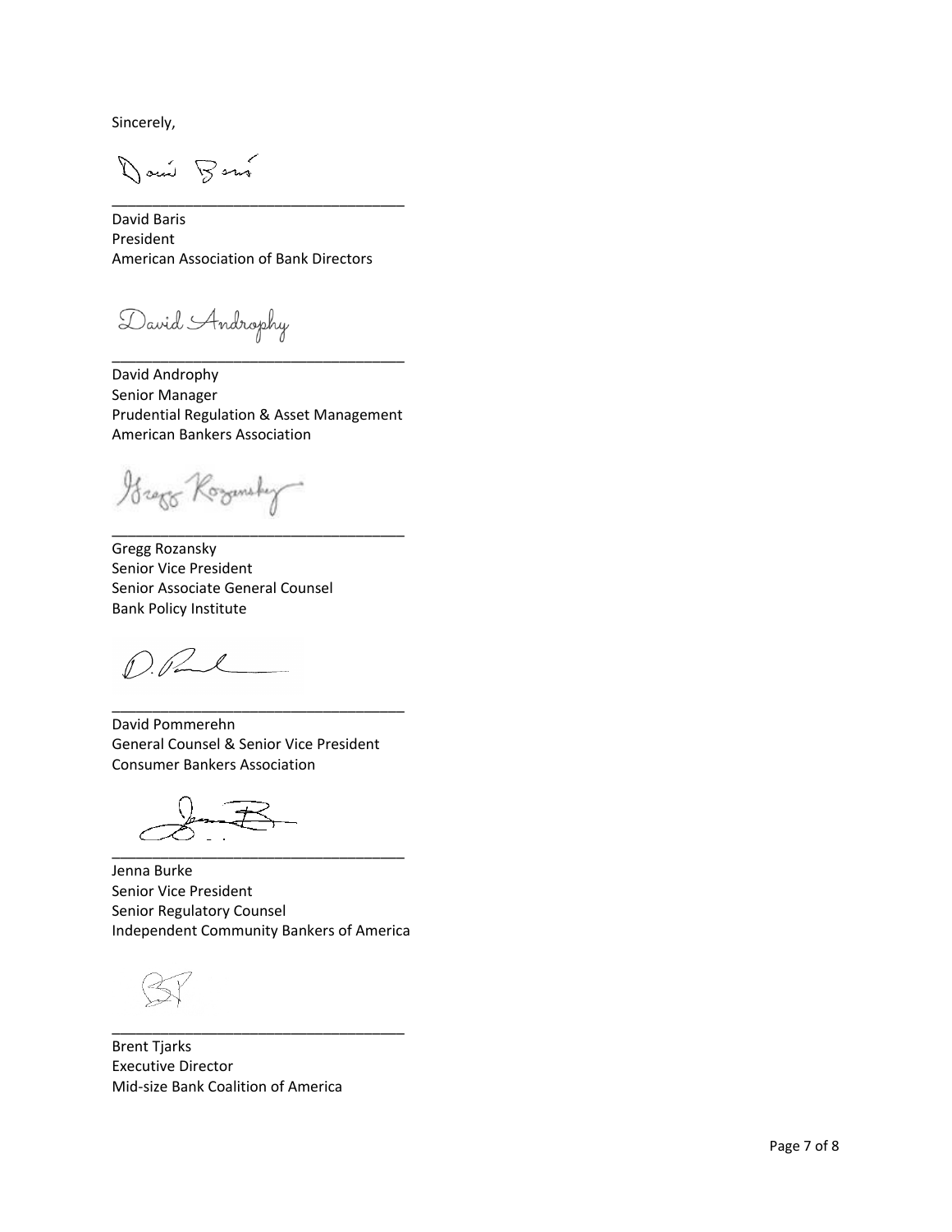Sincerely,

\_\_\_\_\_\_\_\_\_\_\_\_\_\_\_\_\_\_\_\_\_\_\_\_\_\_\_\_\_\_\_\_\_\_\_\_

David Baris
President
American Association of Bank Directors

\_\_\_\_\_\_\_\_\_\_\_\_\_\_\_\_\_\_\_\_\_\_\_\_\_\_\_\_\_\_\_\_\_\_\_\_

David Androphy
Senior Manager
Prudential Regulation & Asset Management
American Bankers Association

\_\_\_\_\_\_\_\_\_\_\_\_\_\_\_\_\_\_\_\_\_\_\_\_\_\_\_\_\_\_\_\_\_\_\_\_

Gregg Rozansky
Senior Vice President
Senior Associate General Counsel
Bank Policy Institute

\_\_\_\_\_\_\_\_\_\_\_\_\_\_\_\_\_\_\_\_\_\_\_\_\_\_\_\_\_\_\_\_\_\_\_\_

David Pommerehn
General Counsel & Senior Vice President
Consumer Bankers Association

\_\_\_\_\_\_\_\_\_\_\_\_\_\_\_\_\_\_\_\_\_\_\_\_\_\_\_\_\_\_\_\_\_\_\_\_

Jenna Burke
Senior Vice President
Senior Regulatory Counsel
Independent Community Bankers of America

\_\_\_\_\_\_\_\_\_\_\_\_\_\_\_\_\_\_\_\_\_\_\_\_\_\_\_\_\_\_\_\_\_\_\_\_

Brent Tjarks
Executive Director
Mid-size Bank Coalition of America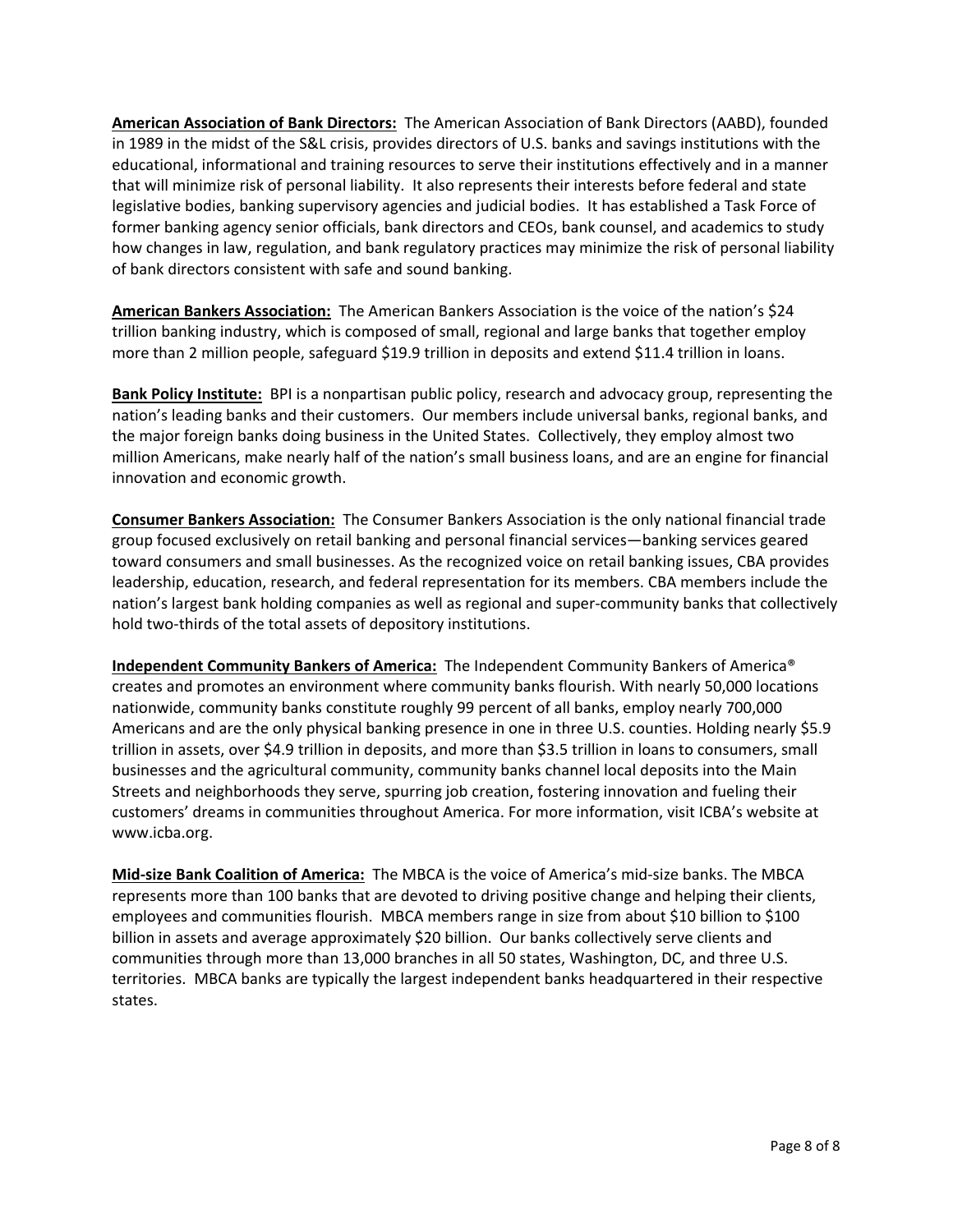**American Association of Bank Directors:** The American Association of Bank Directors (AABD), founded in 1989 in the midst of the S&L crisis, provides directors of U.S. banks and savings institutions with the educational, informational and training resources to serve their institutions effectively and in a manner that will minimize risk of personal liability. It also represents their interests before federal and state legislative bodies, banking supervisory agencies and judicial bodies. It has established a Task Force of former banking agency senior officials, bank directors and CEOs, bank counsel, and academics to study how changes in law, regulation, and bank regulatory practices may minimize the risk of personal liability of bank directors consistent with safe and sound banking.

**American Bankers Association:** The American Bankers Association is the voice of the nation's $24 trillion banking industry, which is composed of small, regional and large banks that together employ more than 2 million people, safeguard $19.9 trillion in deposits and extend $11.4 trillion in loans.

**Bank Policy Institute:** BPI is a nonpartisan public policy, research and advocacy group, representing the nation's leading banks and their customers. Our members include universal banks, regional banks, and the major foreign banks doing business in the United States. Collectively, they employ almost two million Americans, make nearly half of the nation's small business loans, and are an engine for financial innovation and economic growth.

**Consumer Bankers Association:** The Consumer Bankers Association is the only national financial trade group focused exclusively on retail banking and personal financial services—banking services geared toward consumers and small businesses. As the recognized voice on retail banking issues, CBA provides leadership, education, research, and federal representation for its members. CBA members include the nation's largest bank holding companies as well as regional and super-community banks that collectively hold two-thirds of the total assets of depository institutions.

**Independent Community Bankers of America:** The Independent Community Bankers of America® creates and promotes an environment where community banks flourish. With nearly 50,000 locations nationwide, community banks constitute roughly 99 percent of all banks, employ nearly 700,000 Americans and are the only physical banking presence in one in three U.S. counties. Holding nearly $5.9 trillion in assets, over $4.9 trillion in deposits, and more than $3.5 trillion in loans to consumers, small businesses and the agricultural community, community banks channel local deposits into the Main Streets and neighborhoods they serve, spurring job creation, fostering innovation and fueling their customers' dreams in communities throughout America. For more information, visit ICBA's website at www.icba.org.

**Mid-size Bank Coalition of America:** The MBCA is the voice of America's mid-size banks. The MBCA represents more than 100 banks that are devoted to driving positive change and helping their clients, employees and communities flourish. MBCA members range in size from about $10 billion to $100 billion in assets and average approximately $20 billion. Our banks collectively serve clients and communities through more than 13,000 branches in all 50 states, Washington, DC, and three U.S. territories. MBCA banks are typically the largest independent banks headquartered in their respective states.